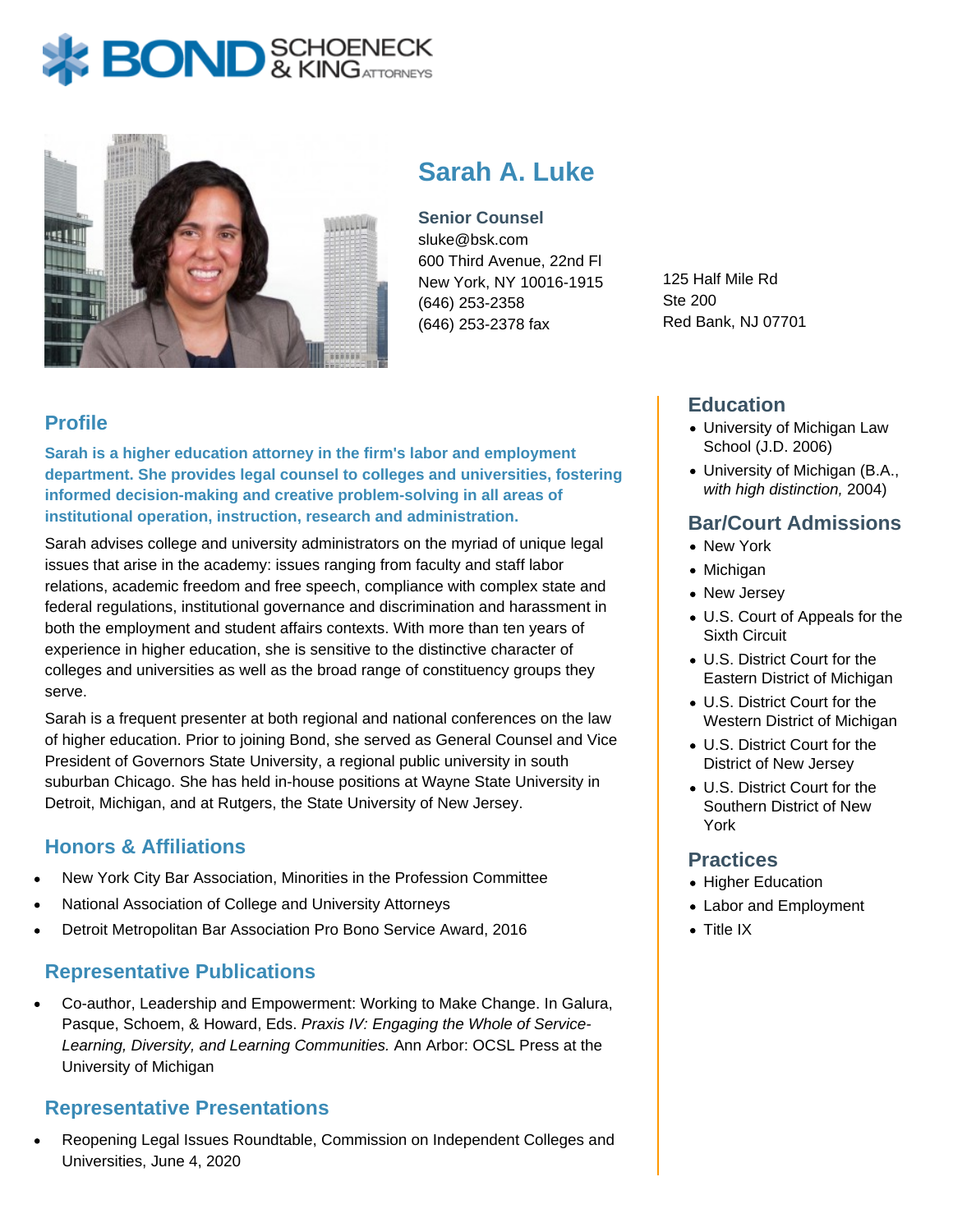# Sarah A. Luke

**Senior Counsel**
sluke@bsk.com
600 Third Avenue, 22nd Fl
New York, NY 10016-1915
(646) 253-2358
(646) 253-2378 fax

125 Half Mile Rd
Ste 200
Red Bank, NJ 07701

## Profile

**Sarah is a higher education attorney in the firm's labor and employment department. She provides legal counsel to colleges and universities, fostering informed decision-making and creative problem-solving in all areas of institutional operation, instruction, research and administration.**

Sarah advises college and university administrators on the myriad of unique legal issues that arise in the academy: issues ranging from faculty and staff labor relations, academic freedom and free speech, compliance with complex state and federal regulations, institutional governance and discrimination and harassment in both the employment and student affairs contexts. With more than ten years of experience in higher education, she is sensitive to the distinctive character of colleges and universities as well as the broad range of constituency groups they serve.

Sarah is a frequent presenter at both regional and national conferences on the law of higher education. Prior to joining Bond, she served as General Counsel and Vice President of Governors State University, a regional public university in south suburban Chicago. She has held in-house positions at Wayne State University in Detroit, Michigan, and at Rutgers, the State University of New Jersey.

## Honors & Affiliations

- New York City Bar Association, Minorities in the Profession Committee
- National Association of College and University Attorneys
- Detroit Metropolitan Bar Association Pro Bono Service Award, 2016

## Representative Publications

- Co-author, Leadership and Empowerment: Working to Make Change. In Galura, Pasque, Schoem, & Howard, Eds. *Praxis IV: Engaging the Whole of Service-Learning, Diversity, and Learning Communities.* Ann Arbor: OCSL Press at the University of Michigan

## Representative Presentations

- Reopening Legal Issues Roundtable, Commission on Independent Colleges and Universities, June 4, 2020

## Education

- University of Michigan Law School (J.D. 2006)
- University of Michigan (B.A., *with high distinction,* 2004)

## Bar/Court Admissions

- New York
- Michigan
- New Jersey
- U.S. Court of Appeals for the Sixth Circuit
- U.S. District Court for the Eastern District of Michigan
- U.S. District Court for the Western District of Michigan
- U.S. District Court for the District of New Jersey
- U.S. District Court for the Southern District of New York

## Practices

- Higher Education
- Labor and Employment
- Title IX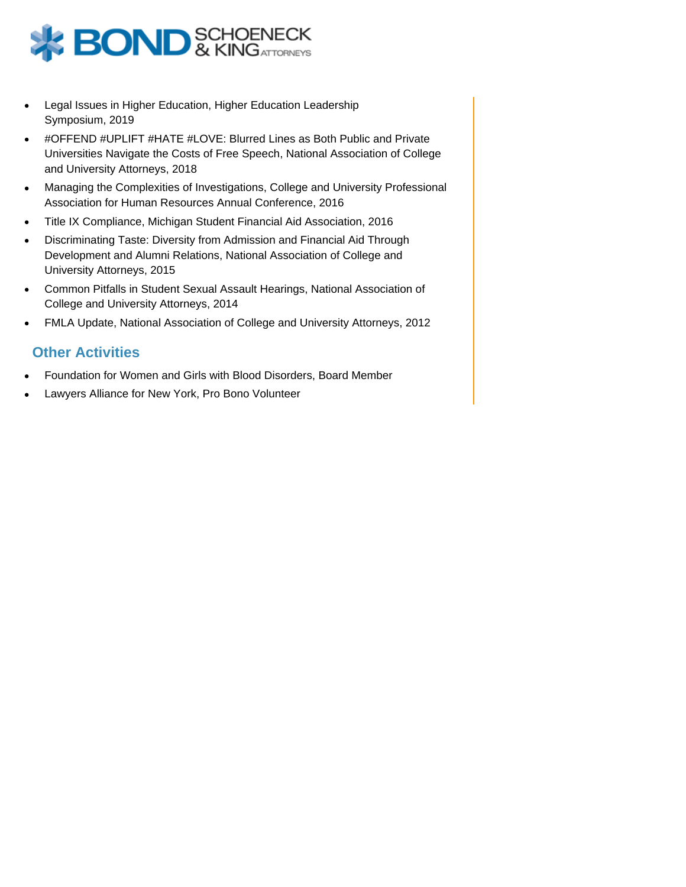- Legal Issues in Higher Education, Higher Education Leadership Symposium, 2019
- #OFFEND #UPLIFT #HATE #LOVE: Blurred Lines as Both Public and Private Universities Navigate the Costs of Free Speech, National Association of College and University Attorneys, 2018
- Managing the Complexities of Investigations, College and University Professional Association for Human Resources Annual Conference, 2016
- Title IX Compliance, Michigan Student Financial Aid Association, 2016
- Discriminating Taste: Diversity from Admission and Financial Aid Through Development and Alumni Relations, National Association of College and University Attorneys, 2015
- Common Pitfalls in Student Sexual Assault Hearings, National Association of College and University Attorneys, 2014
- FMLA Update, National Association of College and University Attorneys, 2012

## Other Activities

- Foundation for Women and Girls with Blood Disorders, Board Member
- Lawyers Alliance for New York, Pro Bono Volunteer